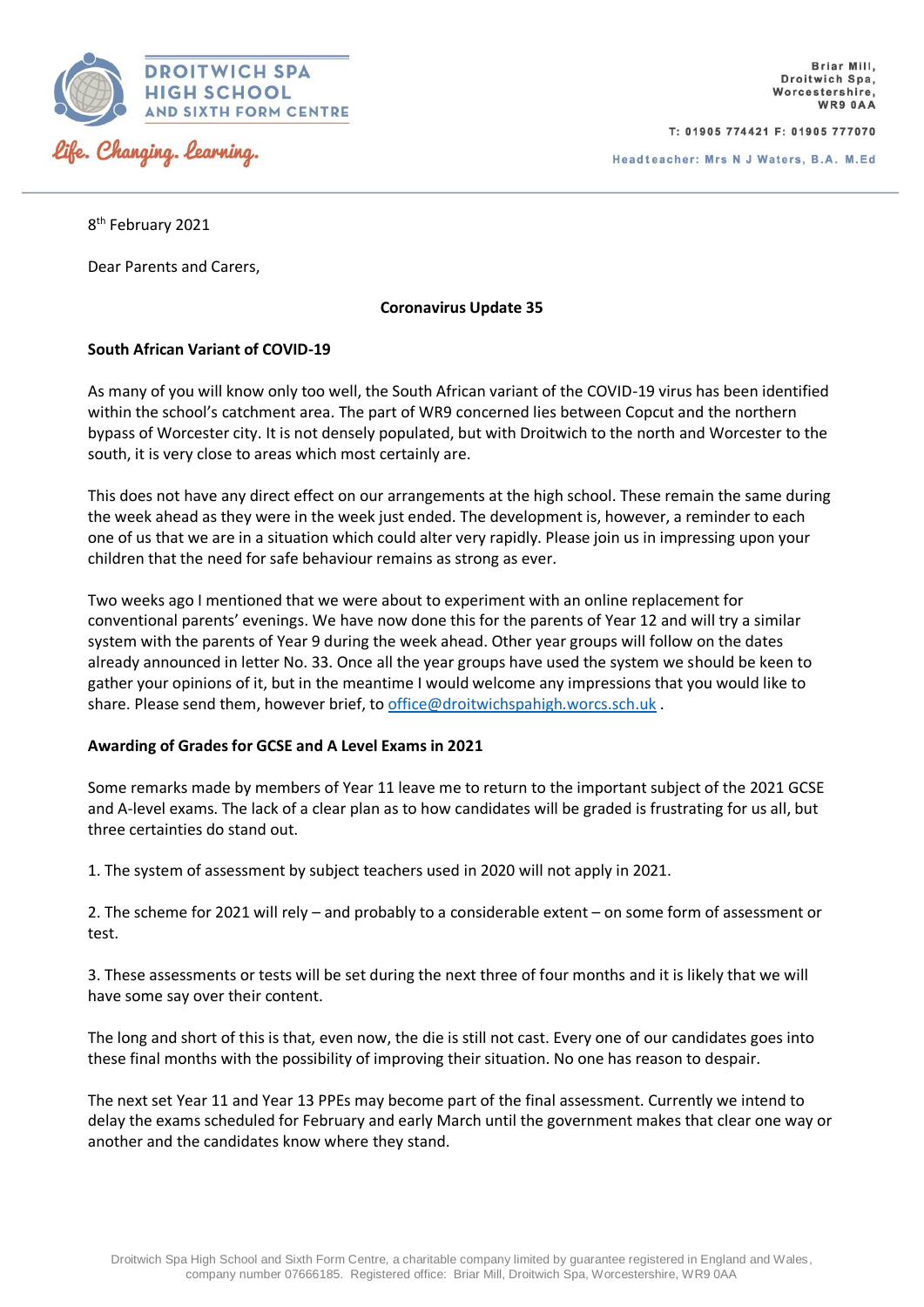**DROITWICH SPA HIGH SCHOOL AND SIXTH FORM CENTRE**

*Life. Changing. Learning.*

Briar Mill,
Droitwich Spa,
Worcestershire,
WR9 0AA

T: 01905 774421 F: 01905 777070

Headteacher: Mrs N J Waters, B.A. M.Ed

8th February 2021

Dear Parents and Carers,

**Coronavirus Update 35**

**South African Variant of COVID-19**

As many of you will know only too well, the South African variant of the COVID-19 virus has been identified within the school's catchment area. The part of WR9 concerned lies between Copcut and the northern bypass of Worcester city. It is not densely populated, but with Droitwich to the north and Worcester to the south, it is very close to areas which most certainly are.

This does not have any direct effect on our arrangements at the high school. These remain the same during the week ahead as they were in the week just ended. The development is, however, a reminder to each one of us that we are in a situation which could alter very rapidly. Please join us in impressing upon your children that the need for safe behaviour remains as strong as ever.

Two weeks ago I mentioned that we were about to experiment with an online replacement for conventional parents' evenings. We have now done this for the parents of Year 12 and will try a similar system with the parents of Year 9 during the week ahead. Other year groups will follow on the dates already announced in letter No. 33. Once all the year groups have used the system we should be keen to gather your opinions of it, but in the meantime I would welcome any impressions that you would like to share. Please send them, however brief, to office@droitwichspahigh.worcs.sch.uk .

**Awarding of Grades for GCSE and A Level Exams in 2021**

Some remarks made by members of Year 11 leave me to return to the important subject of the 2021 GCSE and A-level exams. The lack of a clear plan as to how candidates will be graded is frustrating for us all, but three certainties do stand out.

1. The system of assessment by subject teachers used in 2020 will not apply in 2021.

2. The scheme for 2021 will rely – and probably to a considerable extent – on some form of assessment or test.

3. These assessments or tests will be set during the next three of four months and it is likely that we will have some say over their content.

The long and short of this is that, even now, the die is still not cast. Every one of our candidates goes into these final months with the possibility of improving their situation. No one has reason to despair.

The next set Year 11 and Year 13 PPEs may become part of the final assessment. Currently we intend to delay the exams scheduled for February and early March until the government makes that clear one way or another and the candidates know where they stand.

Droitwich Spa High School and Sixth Form Centre, a charitable company limited by guarantee registered in England and Wales, company number 07666185. Registered office: Briar Mill, Droitwich Spa, Worcestershire, WR9 0AA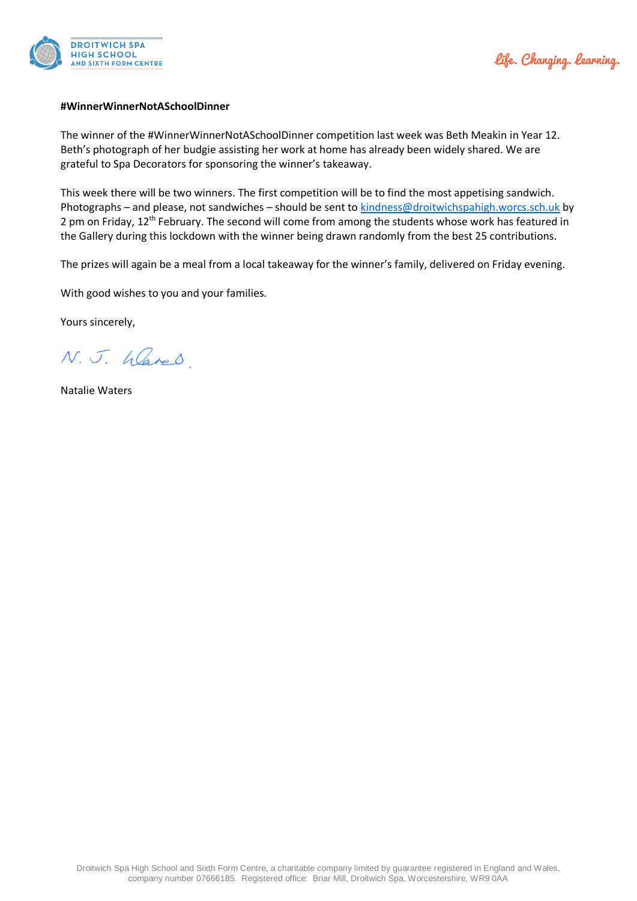**#WinnerWinnerNotASchoolDinner**

The winner of the #WinnerWinnerNotASchoolDinner competition last week was Beth Meakin in Year 12. Beth's photograph of her budgie assisting her work at home has already been widely shared. We are grateful to Spa Decorators for sponsoring the winner's takeaway.

This week there will be two winners. The first competition will be to find the most appetising sandwich. Photographs – and please, not sandwiches – should be sent to kindness@droitwichspahigh.worcs.sch.uk by 2 pm on Friday, 12th February. The second will come from among the students whose work has featured in the Gallery during this lockdown with the winner being drawn randomly from the best 25 contributions.

The prizes will again be a meal from a local takeaway for the winner's family, delivered on Friday evening.

With good wishes to you and your families.

Yours sincerely,

N. J. Waters

Natalie Waters